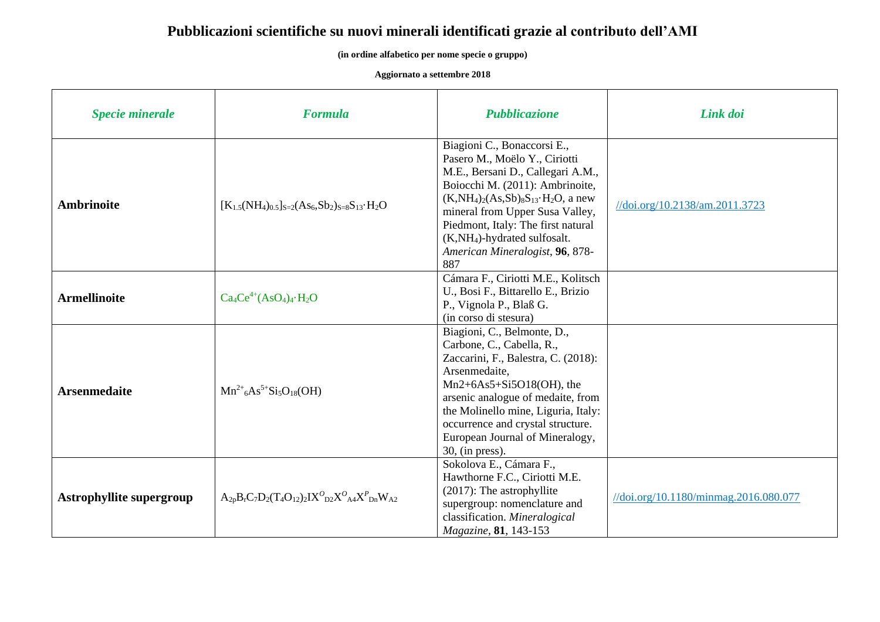# Pubblicazioni scientifiche su nuovi minerali identificati grazie al contributo dell'AMI

**(in ordine alfabetico per nome specie o gruppo)**

**Aggiornato a settembre 2018**

| *Specie minerale* | *Formula* | *Pubblicazione* | *Link doi* |
|---|---|---|---|
| **Ambrinoite** | $[K_{1.5}(NH_4)_{0.5}]_{\Sigma=2}(As_6,Sb_2)_{\Sigma=8}S_{13}\cdot H_2O$ | Biagioni C., Bonaccorsi E., Pasero M., Moëlo Y., Ciriotti M.E., Bersani D., Callegari A.M., Boiocchi M. (2011): Ambrinoite, $(K,NH_4)_2(As,Sb)_8S_{13}\cdot H_2O$, a new mineral from Upper Susa Valley, Piedmont, Italy: The first natural $(K,NH_4)$-hydrated sulfosalt. *American Mineralogist*, **96**, 878-887 | //doi.org/10.2138/am.2011.3723 |
| **Armellinoite** | $Ca_4Ce^{4+}(AsO_4)_4\cdot H_2O$ | Cámara F., Ciriotti M.E., Kolitsch U., Bosi F., Bittarello E., Brizio P., Vignola P., Blaß G. (in corso di stesura) | |
| **Arsenmedaite** | $Mn^{2+}{}_6As^{5+}Si_5O_{18}(OH)$ | Biagioni, C., Belmonte, D., Carbone, C., Cabella, R., Zaccarini, F., Balestra, C. (2018): Arsenmedaite, Mn2+6As5+Si5O18(OH), the arsenic analogue of medaite, from the Molinello mine, Liguria, Italy: occurrence and crystal structure. European Journal of Mineralogy, 30, (in press). | |
| **Astrophyllite supergroup** | $A_{2p}B_rC_7D_2(T_4O_{12})_2IX^O{}_{D2}X^O{}_{A4}X^P{}_{Dn}W_{A2}$ | Sokolova E., Cámara F., Hawthorne F.C., Ciriotti M.E. (2017): The astrophyllite supergroup: nomenclature and classification. *Mineralogical Magazine*, **81**, 143-153 | //doi.org/10.1180/minmag.2016.080.077 |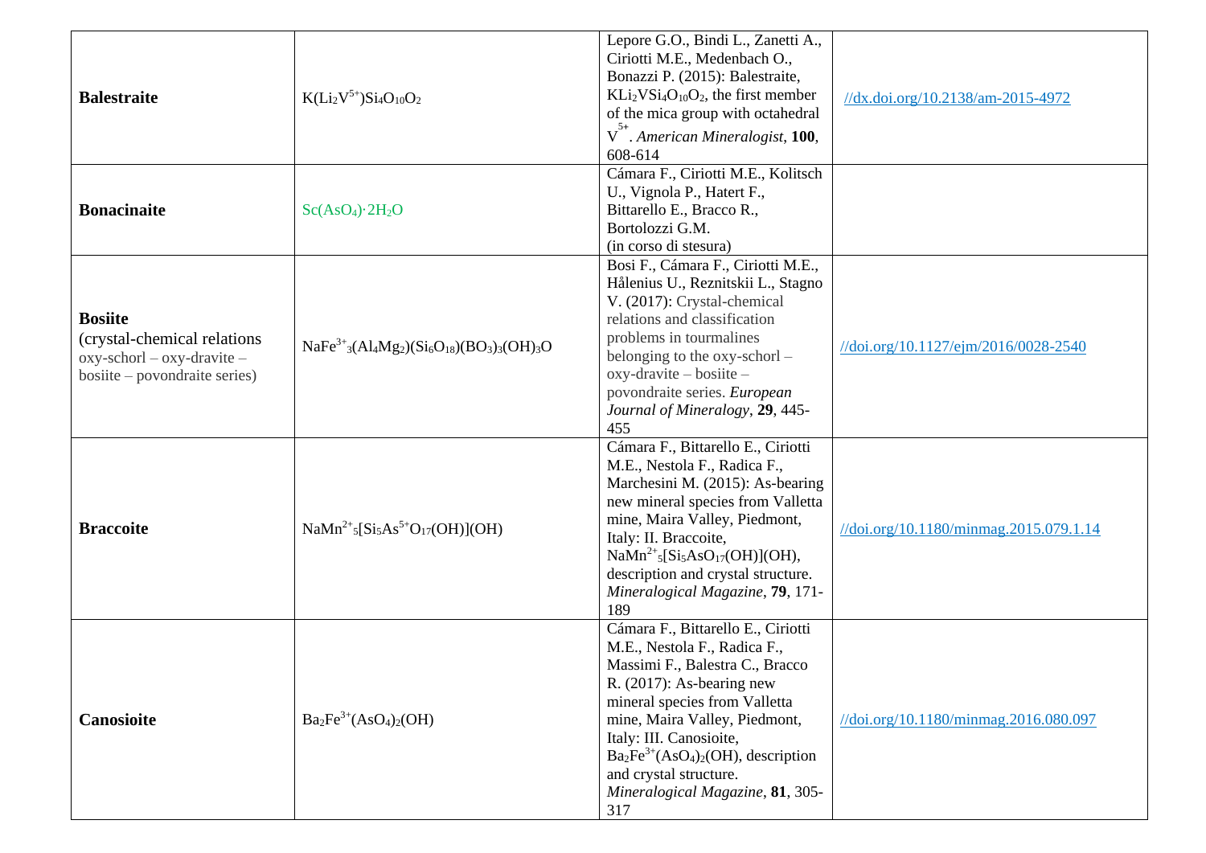| | | | |
|---|---|---|---|
| **Balestraite** | $K(Li_2V^{5+})Si_4O_{10}O_2$ | Lepore G.O., Bindi L., Zanetti A., Ciriotti M.E., Medenbach O., Bonazzi P. (2015): Balestraite, $KLi_2VSi_4O_{10}O_2$, the first member of the mica group with octahedral $V^{5+}$. *American Mineralogist*, **100**, 608-614 | [//dx.doi.org/10.2138/am-2015-4972](//dx.doi.org/10.2138/am-2015-4972) |
| **Bonacinaite** | $Sc(AsO_4)\cdot 2H_2O$ | Cámara F., Ciriotti M.E., Kolitsch U., Vignola P., Hatert F., Bittarello E., Bracco R., Bortolozzi G.M. (in corso di stesura) | |
| **Bosiite** (crystal-chemical relations oxy-schorl – oxy-dravite – bosiite – povondraite series) | $NaFe^{3+}_3(Al_4Mg_2)(Si_6O_{18})(BO_3)_3(OH)_3O$ | Bosi F., Cámara F., Ciriotti M.E., Hålenius U., Reznitskii L., Stagno V. (2017): Crystal-chemical relations and classification problems in tourmalines belonging to the oxy-schorl – oxy-dravite – bosiite – povondraite series. *European Journal of Mineralogy*, **29**, 445-455 | [//doi.org/10.1127/ejm/2016/0028-2540](//doi.org/10.1127/ejm/2016/0028-2540) |
| **Braccoite** | $NaMn^{2+}_5[Si_5As^{5+}O_{17}(OH)](OH)$ | Cámara F., Bittarello E., Ciriotti M.E., Nestola F., Radica F., Marchesini M. (2015): As-bearing new mineral species from Valletta mine, Maira Valley, Piedmont, Italy: II. Braccoite, $NaMn^{2+}_5[Si_5AsO_{17}(OH)](OH)$, description and crystal structure. *Mineralogical Magazine*, **79**, 171-189 | [//doi.org/10.1180/minmag.2015.079.1.14](//doi.org/10.1180/minmag.2015.079.1.14) |
| **Canosioite** | $Ba_2Fe^{3+}(AsO_4)_2(OH)$ | Cámara F., Bittarello E., Ciriotti M.E., Nestola F., Radica F., Massimi F., Balestra C., Bracco R. (2017): As-bearing new mineral species from Valletta mine, Maira Valley, Piedmont, Italy: III. Canosioite, $Ba_2Fe^{3+}(AsO_4)_2(OH)$, description and crystal structure. *Mineralogical Magazine*, **81**, 305-317 | [//doi.org/10.1180/minmag.2016.080.097](//doi.org/10.1180/minmag.2016.080.097) |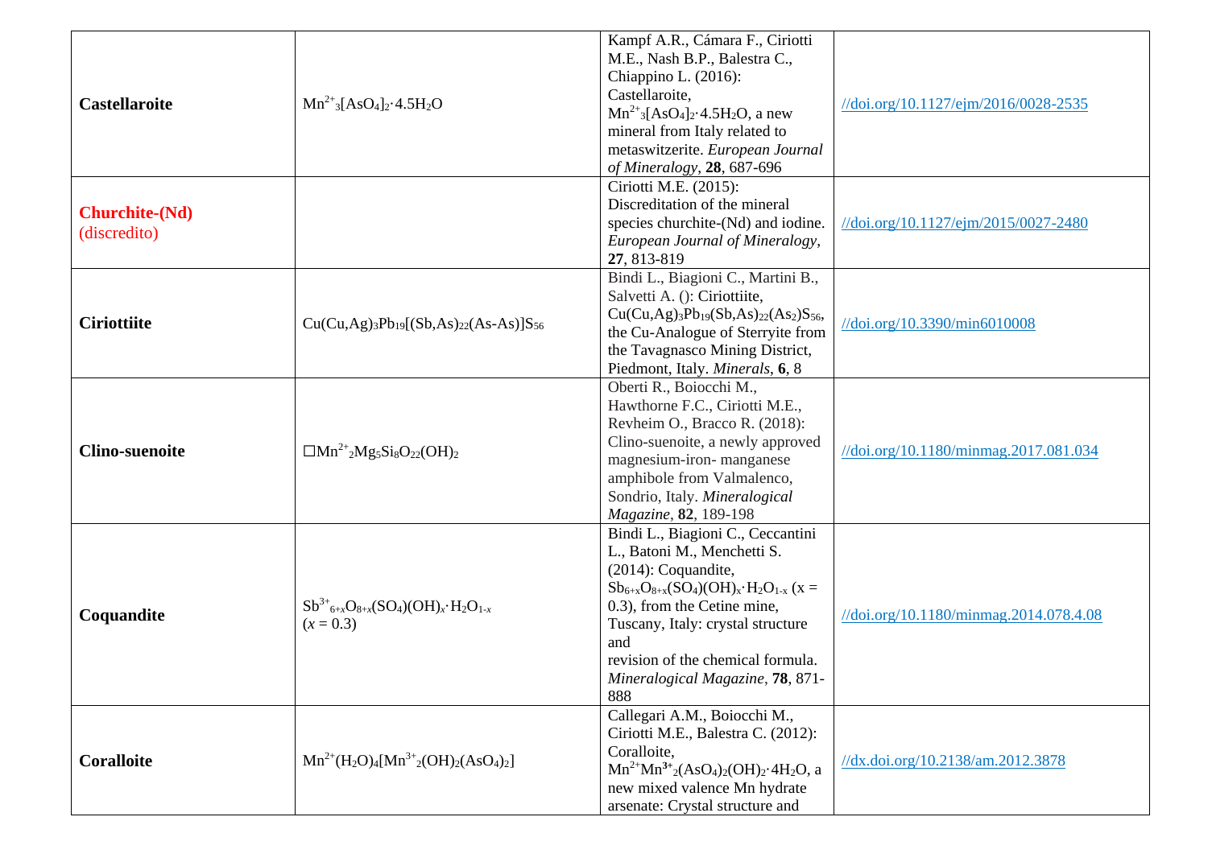| | | | |
|---|---|---|---|
| **Castellaroite** | $Mn^{2+}_3[AsO_4]_2 \cdot 4.5H_2O$ | Kampf A.R., Cámara F., Ciriotti M.E., Nash B.P., Balestra C., Chiappino L. (2016): Castellaroite, $Mn^{2+}_3[AsO_4]_2 \cdot 4.5H_2O$, a new mineral from Italy related to metaswitzerite. *European Journal of Mineralogy*, **28**, 687-696 | //doi.org/10.1127/ejm/2016/0028-2535 |
| **Churchite-(Nd)** (discredito) | | Ciriotti M.E. (2015): Discreditation of the mineral species churchite-(Nd) and iodine. *European Journal of Mineralogy*, **27**, 813-819 | //doi.org/10.1127/ejm/2015/0027-2480 |
| **Ciriottiite** | $Cu(Cu,Ag)_3Pb_{19}[(Sb,As)_{22}(As\text{-}As)]S_{56}$ | Bindi L., Biagioni C., Martini B., Salvetti A. (): Ciriottiite, $Cu(Cu,Ag)_3Pb_{19}(Sb,As)_{22}(As_2)S_{56}$, the Cu-Analogue of Sterryite from the Tavagnasco Mining District, Piedmont, Italy. *Minerals*, **6**, 8 | //doi.org/10.3390/min6010008 |
| **Clino-suenoite** | $\square Mn^{2+}_2Mg_5Si_8O_{22}(OH)_2$ | Oberti R., Boiocchi M., Hawthorne F.C., Ciriotti M.E., Revheim O., Bracco R. (2018): Clino-suenoite, a newly approved magnesium-iron- manganese amphibole from Valmalenco, Sondrio, Italy. *Mineralogical Magazine*, **82**, 189-198 | //doi.org/10.1180/minmag.2017.081.034 |
| **Coquandite** | $Sb^{3+}_{6+x}O_{8+x}(SO_4)(OH)_x \cdot H_2O_{1-x}$ ($x = 0.3$) | Bindi L., Biagioni C., Ceccantini L., Batoni M., Menchetti S. (2014): Coquandite, $Sb_{6+x}O_{8+x}(SO_4)(OH)_x \cdot H_2O_{1-x}$ ($x = 0.3$), from the Cetine mine, Tuscany, Italy: crystal structure and revision of the chemical formula. *Mineralogical Magazine*, **78**, 871-888 | //doi.org/10.1180/minmag.2014.078.4.08 |
| **Coralloite** | $Mn^{2+}(H_2O)_4[Mn^{3+}_2(OH)_2(AsO_4)_2]$ | Callegari A.M., Boiocchi M., Ciriotti M.E., Balestra C. (2012): Coralloite, $Mn^{2+}Mn^{3+}_2(AsO_4)_2(OH)_2 \cdot 4H_2O$, a new mixed valence Mn hydrate arsenate: Crystal structure and | //dx.doi.org/10.2138/am.2012.3878 |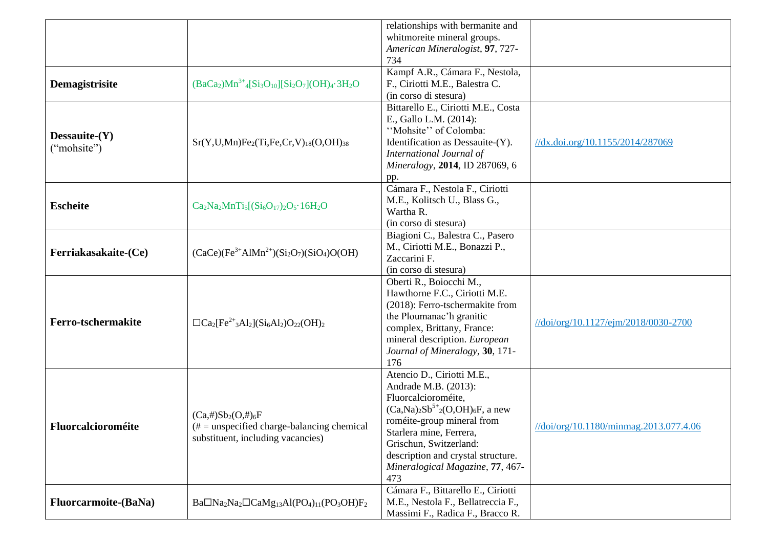| | | | |
|---|---|---|---|
| | | relationships with bermanite and whitmoreite mineral groups. *American Mineralogist*, **97**, 727-734 | |
| **Demagistrisite** | $(BaCa_2)Mn^{3+}{}_4[Si_3O_{10}][Si_2O_7](OH)_4 \cdot 3H_2O$ | Kampf A.R., Cámara F., Nestola, F., Ciriotti M.E., Balestra C. (in corso di stesura) | |
| **Dessauite-(Y)** (“mohsite”) | $Sr(Y,U,Mn)Fe_2(Ti,Fe,Cr,V)_{18}(O,OH)_{38}$ | Bittarello E., Ciriotti M.E., Costa E., Gallo L.M. (2014): ‘‘Mohsite’’ of Colomba: Identification as Dessauite-(Y). *International Journal of Mineralogy*, **2014**, ID 287069, 6 pp. | //dx.doi.org/10.1155/2014/287069 |
| **Escheite** | $Ca_2Na_2MnTi_5[(Si_6O_{17})_2O_5 \cdot 16H_2O$ | Cámara F., Nestola F., Ciriotti M.E., Kolitsch U., Blass G., Wartha R. (in corso di stesura) | |
| **Ferriakasakaite-(Ce)** | $(CaCe)(Fe^{3+}AlMn^{2+})(Si_2O_7)(SiO_4)O(OH)$ | Biagioni C., Balestra C., Pasero M., Ciriotti M.E., Bonazzi P., Zaccarini F. (in corso di stesura) | |
| **Ferro-tschermakite** | $\square Ca_2[Fe^{2+}{}_3Al_2](Si_6Al_2)O_{22}(OH)_2$ | Oberti R., Boiocchi M., Hawthorne F.C., Ciriotti M.E. (2018): Ferro-tschermakite from the Ploumanac’h granitic complex, Brittany, France: mineral description. *European Journal of Mineralogy*, **30**, 171-176 | //doi/org/10.1127/ejm/2018/0030-2700 |
| **Fluorcalcioroméite** | $(Ca,\#)Sb_2(O,\#)_6F$ (# = unspecified charge-balancing chemical substituent, including vacancies) | Atencio D., Ciriotti M.E., Andrade M.B. (2013): Fluorcalcioroméite, $(Ca,Na)_2Sb^{5+}{}_2(O,OH)_6F$, a new roméite-group mineral from Starlera mine, Ferrera, Grischun, Switzerland: description and crystal structure. *Mineralogical Magazine*, **77**, 467-473 | //doi/org/10.1180/minmag.2013.077.4.06 |
| **Fluorcarmoite-(BaNa)** | $Ba\square Na_2Na_2\square CaMg_{13}Al(PO_4)_{11}(PO_3OH)F_2$ | Cámara F., Bittarello E., Ciriotti M.E., Nestola F., Bellatreccia F., Massimi F., Radica F., Bracco R. | |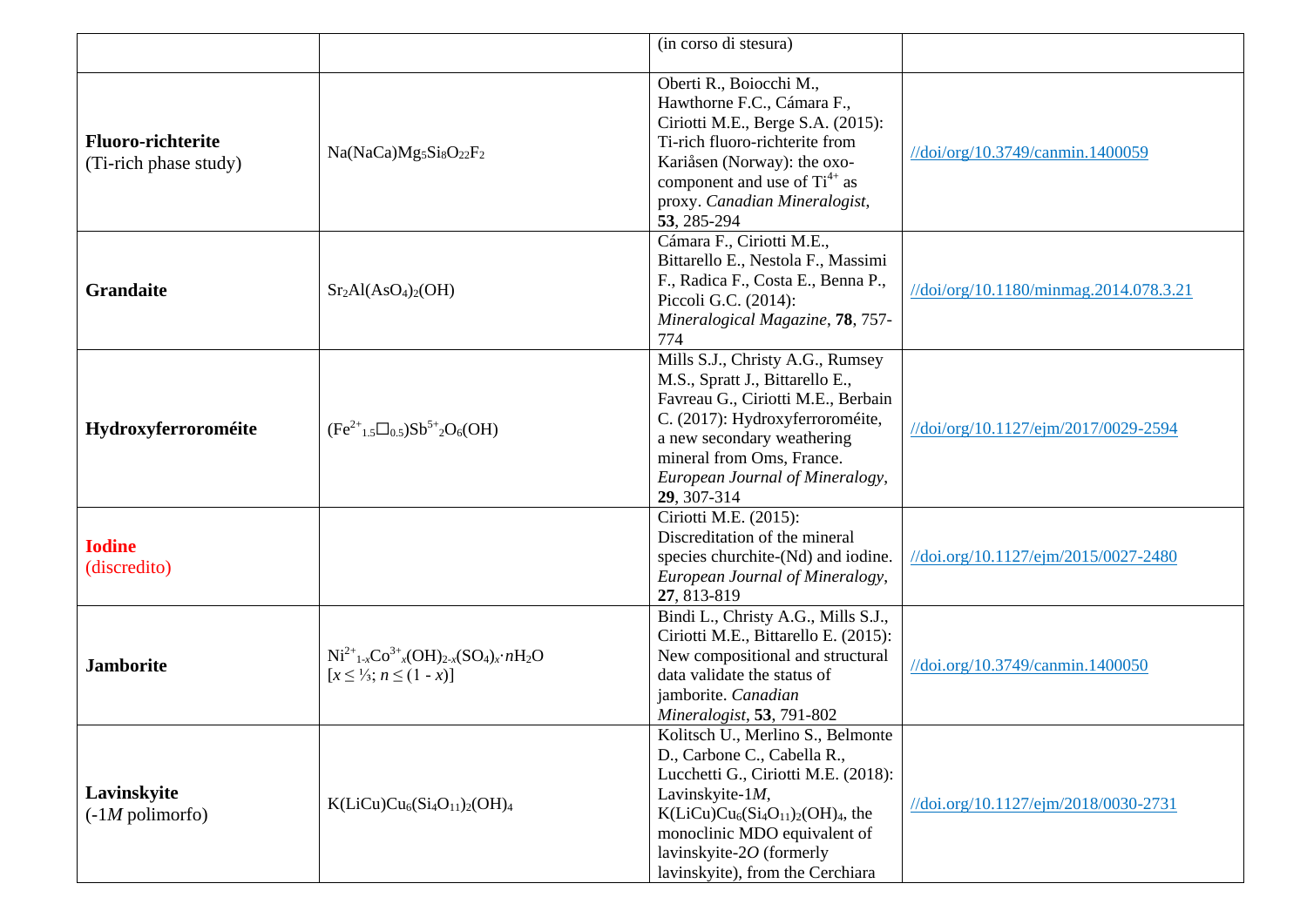| | | | |
|---|---|---|---|
| | | (in corso di stesura) | |
| **Fluoro-richterite** (Ti-rich phase study) | $Na(NaCa)Mg_5Si_8O_{22}F_2$ | Oberti R., Boiocchi M., Hawthorne F.C., Cámara F., Ciriotti M.E., Berge S.A. (2015): Ti-rich fluoro-richterite from Kariåsen (Norway): the oxo-component and use of $Ti^{4+}$ as proxy. *Canadian Mineralogist*, **53**, 285-294 | //doi/org/10.3749/canmin.1400059 |
| **Grandaite** | $Sr_2Al(AsO_4)_2(OH)$ | Cámara F., Ciriotti M.E., Bittarello E., Nestola F., Massimi F., Radica F., Costa E., Benna P., Piccoli G.C. (2014): *Mineralogical Magazine*, **78**, 757-774 | //doi/org/10.1180/minmag.2014.078.3.21 |
| **Hydroxyferroroméite** | $(Fe^{2+}_{1.5}\square_{0.5})Sb^{5+}_2O_6(OH)$ | Mills S.J., Christy A.G., Rumsey M.S., Spratt J., Bittarello E., Favreau G., Ciriotti M.E., Berbain C. (2017): Hydroxyferroroméite, a new secondary weathering mineral from Oms, France. *European Journal of Mineralogy*, **29**, 307-314 | //doi/org/10.1127/ejm/2017/0029-2594 |
| **Iodine** (discredito) | | Ciriotti M.E. (2015): Discreditation of the mineral species churchite-(Nd) and iodine. *European Journal of Mineralogy*, **27**, 813-819 | //doi.org/10.1127/ejm/2015/0027-2480 |
| **Jamborite** | $Ni^{2+}_{1-x}Co^{3+}_x(OH)_{2-x}(SO_4)_x \cdot nH_2O$ [$x \leq 1/3$; $n \leq (1 - x)$] | Bindi L., Christy A.G., Mills S.J., Ciriotti M.E., Bittarello E. (2015): New compositional and structural data validate the status of jamborite. *Canadian Mineralogist*, **53**, 791-802 | //doi.org/10.3749/canmin.1400050 |
| **Lavinskyite** (-1*M* polimorfo) | $K(LiCu)Cu_6(Si_4O_{11})_2(OH)_4$ | Kolitsch U., Merlino S., Belmonte D., Carbone C., Cabella R., Lucchetti G., Ciriotti M.E. (2018): Lavinskyite-1*M*, $K(LiCu)Cu_6(Si_4O_{11})_2(OH)_4$, the monoclinic MDO equivalent of lavinskyite-2*O* (formerly lavinskyite), from the Cerchiara | //doi.org/10.1127/ejm/2018/0030-2731 |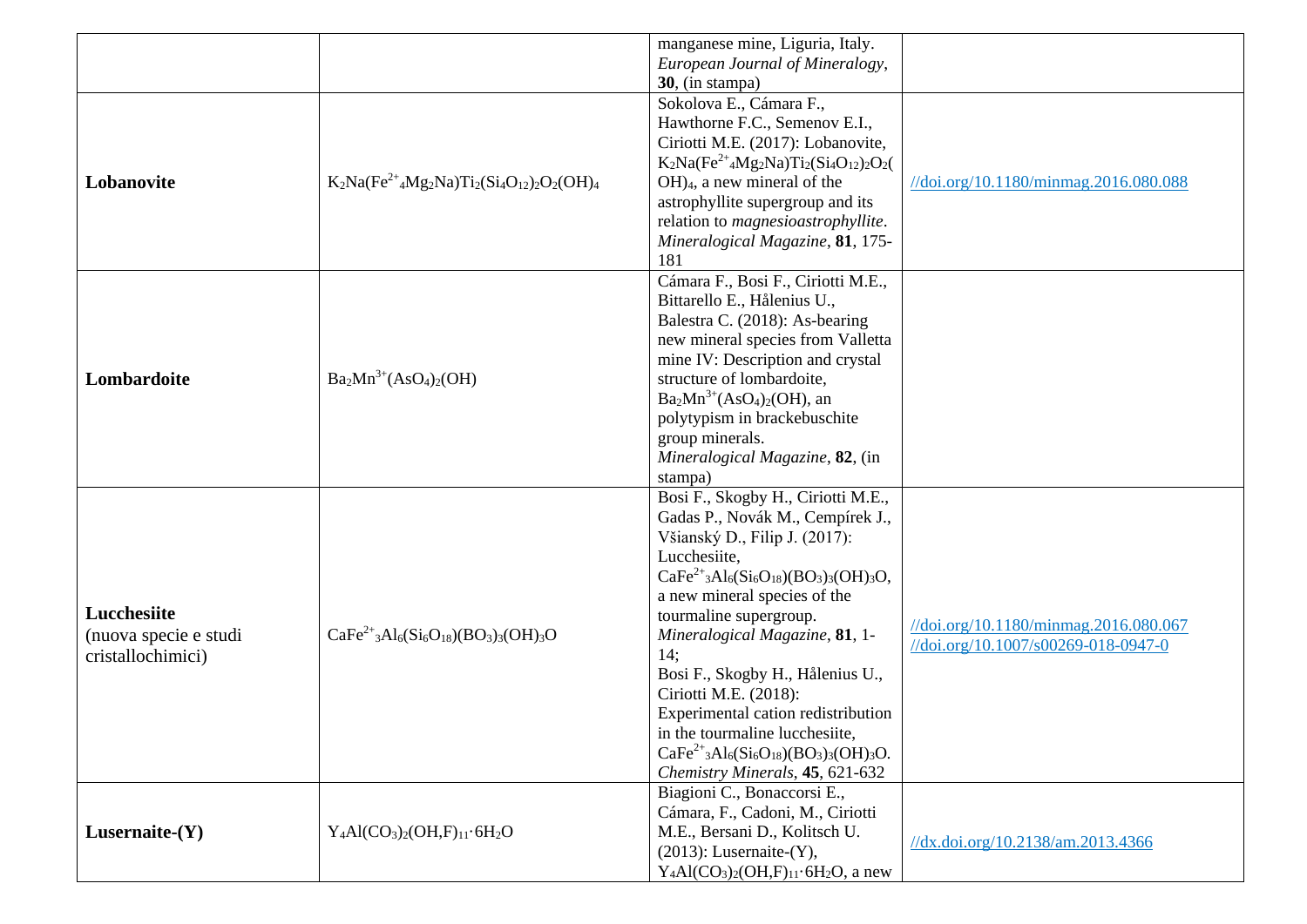| | | | |
|---|---|---|---|
| | | manganese mine, Liguria, Italy. *European Journal of Mineralogy*, **30**, (in stampa) | |
| **Lobanovite** | $K_2Na(Fe^{2+}{}_4Mg_2Na)Ti_2(Si_4O_{12})_2O_2(OH)_4$ | Sokolova E., Cámara F., Hawthorne F.C., Semenov E.I., Ciriotti M.E. (2017): Lobanovite, $K_2Na(Fe^{2+}{}_4Mg_2Na)Ti_2(Si_4O_{12})_2O_2(OH)_4$, a new mineral of the astrophyllite supergroup and its relation to *magnesioastrophyllite*. *Mineralogical Magazine*, **81**, 175-181 | //doi.org/10.1180/minmag.2016.080.088 |
| **Lombardoite** | $Ba_2Mn^{3+}(AsO_4)_2(OH)$ | Cámara F., Bosi F., Ciriotti M.E., Bittarello E., Hålenius U., Balestra C. (2018): As-bearing new mineral species from Valletta mine IV: Description and crystal structure of lombardoite, $Ba_2Mn^{3+}(AsO_4)_2(OH)$, an polytypism in brackebuschite group minerals. *Mineralogical Magazine*, **82**, (in stampa) | |
| **Lucchesiite** (nuova specie e studi cristallochimici) | $CaFe^{2+}{}_3Al_6(Si_6O_{18})(BO_3)_3(OH)_3O$ | Bosi F., Skogby H., Ciriotti M.E., Gadas P., Novák M., Cempírek J., Všianský D., Filip J. (2017): Lucchesiite, $CaFe^{2+}{}_3Al_6(Si_6O_{18})(BO_3)_3(OH)_3O$, a new mineral species of the tourmaline supergroup. *Mineralogical Magazine*, **81**, 1-14; Bosi F., Skogby H., Hålenius U., Ciriotti M.E. (2018): Experimental cation redistribution in the tourmaline lucchesiite, $CaFe^{2+}{}_3Al_6(Si_6O_{18})(BO_3)_3(OH)_3O$. *Chemistry Minerals*, **45**, 621-632 | //doi.org/10.1180/minmag.2016.080.067 //doi.org/10.1007/s00269-018-0947-0 |
| **Lusernaite-(Y)** | $Y_4Al(CO_3)_2(OH,F)_{11}\cdot 6H_2O$ | Biagioni C., Bonaccorsi E., Cámara, F., Cadoni, M., Ciriotti M.E., Bersani D., Kolitsch U. (2013): Lusernaite-(Y), $Y_4Al(CO_3)_2(OH,F)_{11}\cdot 6H_2O$, a new | //dx.doi.org/10.2138/am.2013.4366 |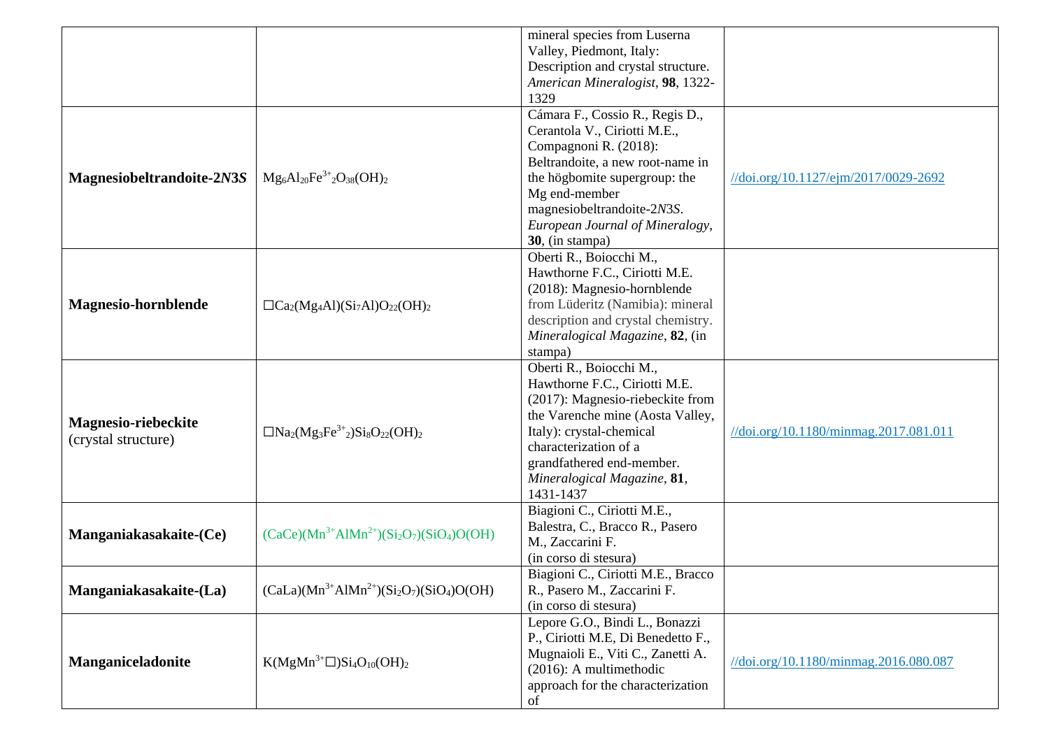| | | | |
|---|---|---|---|
| | | mineral species from Luserna Valley, Piedmont, Italy: Description and crystal structure. *American Mineralogist*, **98**, 1322-1329 | |
| **Magnesiobeltrandoite-2*N*3*S*** | $Mg_6Al_{20}Fe^{3+}{}_2O_{38}(OH)_2$ | Cámara F., Cossio R., Regis D., Cerantola V., Ciriotti M.E., Compagnoni R. (2018): Beltrandoite, a new root-name in the högbomite supergroup: the Mg end-member magnesiobeltrandoite-2*N*3*S*. *European Journal of Mineralogy*, **30**, (in stampa) | //doi.org/10.1127/ejm/2017/0029-2692 |
| **Magnesio-hornblende** | $\square Ca_2(Mg_4Al)(Si_7Al)O_{22}(OH)_2$ | Oberti R., Boiocchi M., Hawthorne F.C., Ciriotti M.E. (2018): Magnesio-hornblende from Lüderitz (Namibia): mineral description and crystal chemistry. *Mineralogical Magazine*, **82**, (in stampa) | |
| **Magnesio-riebeckite** (crystal structure) | $\square Na_2(Mg_3Fe^{3+}{}_2)Si_8O_{22}(OH)_2$ | Oberti R., Boiocchi M., Hawthorne F.C., Ciriotti M.E. (2017): Magnesio-riebeckite from the Varenche mine (Aosta Valley, Italy): crystal-chemical characterization of a grandfathered end-member. *Mineralogical Magazine*, **81**, 1431-1437 | //doi.org/10.1180/minmag.2017.081.011 |
| **Manganiakasakaite-(Ce)** | $(CaCe)(Mn^{3+}AlMn^{2+})(Si_2O_7)(SiO_4)O(OH)$ | Biagioni C., Ciriotti M.E., Balestra, C., Bracco R., Pasero M., Zaccarini F. (in corso di stesura) | |
| **Manganiakasakaite-(La)** | $(CaLa)(Mn^{3+}AlMn^{2+})(Si_2O_7)(SiO_4)O(OH)$ | Biagioni C., Ciriotti M.E., Bracco R., Pasero M., Zaccarini F. (in corso di stesura) | |
| **Manganiceladonite** | $K(MgMn^{3+}\square)Si_4O_{10}(OH)_2$ | Lepore G.O., Bindi L., Bonazzi P., Ciriotti M.E, Di Benedetto F., Mugnaioli E., Viti C., Zanetti A. (2016): A multimethodic approach for the characterization of | //doi.org/10.1180/minmag.2016.080.087 |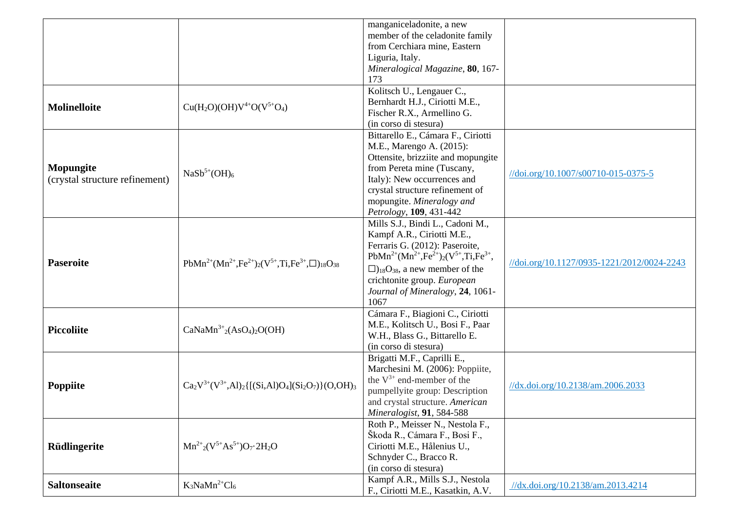| | | | |
|---|---|---|---|
| | | manganiceladonite, a new member of the celadonite family from Cerchiara mine, Eastern Liguria, Italy. *Mineralogical Magazine*, **80**, 167-173 | |
| **Molinelloite** | $Cu(H_2O)(OH)V^{4+}O(V^{5+}O_4)$ | Kolitsch U., Lengauer C., Bernhardt H.J., Ciriotti M.E., Fischer R.X., Armellino G. (in corso di stesura) | |
| **Mopungite** (crystal structure refinement) | $NaSb^{5+}(OH)_6$ | Bittarello E., Cámara F., Ciriotti M.E., Marengo A. (2015): Ottensite, brizziite and mopungite from Pereta mine (Tuscany, Italy): New occurrences and crystal structure refinement of mopungite. *Mineralogy and Petrology*, **109**, 431-442 | //doi.org/10.1007/s00710-015-0375-5 |
| **Paseroite** | $PbMn^{2+}(Mn^{2+},Fe^{2+})_2(V^{5+},Ti,Fe^{3+},\square)_{18}O_{38}$ | Mills S.J., Bindi L., Cadoni M., Kampf A.R., Ciriotti M.E., Ferraris G. (2012): Paseroite, $PbMn^{2+}(Mn^{2+},Fe^{2+})_2(V^{5+},Ti,Fe^{3+},\square)_{18}O_{38}$, a new member of the crichtonite group. *European Journal of Mineralogy*, **24**, 1061-1067 | //doi.org/10.1127/0935-1221/2012/0024-2243 |
| **Piccoliite** | $CaNaMn^{3+}_2(AsO_4)_2O(OH)$ | Cámara F., Biagioni C., Ciriotti M.E., Kolitsch U., Bosi F., Paar W.H., Blass G., Bittarello E. (in corso di stesura) | |
| **Poppiite** | $Ca_2V^{3+}(V^{3+},Al)_2\{[(Si,Al)O_4](Si_2O_7)\}(O,OH)_3$ | Brigatti M.F., Caprilli E., Marchesini M. (2006): Poppiite, the $V^{3+}$ end-member of the pumpellyite group: Description and crystal structure. *American Mineralogist*, **91**, 584-588 | //dx.doi.org/10.2138/am.2006.2033 |
| **Rüdlingerite** | $Mn^{2+}_2(V^{5+}As^{5+})O_7 \cdot 2H_2O$ | Roth P., Meisser N., Nestola F., Škoda R., Cámara F., Bosi F., Ciriotti M.E., Hålenius U., Schnyder C., Bracco R. (in corso di stesura) | |
| **Saltonseaite** | $K_3NaMn^{2+}Cl_6$ | Kampf A.R., Mills S.J., Nestola F., Ciriotti M.E., Kasatkin, A.V. | //dx.doi.org/10.2138/am.2013.4214 |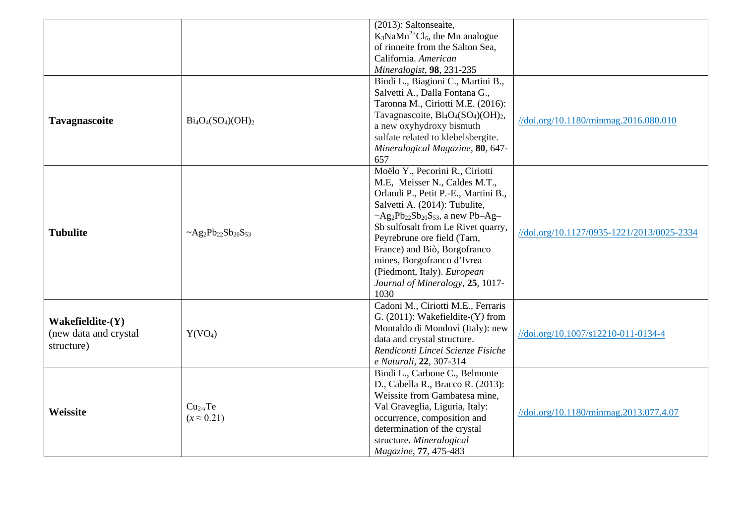| | | | |
|---|---|---|---|
| | | (2013): Saltonseaite, $K_3NaMn^{2+}Cl_6$, the Mn analogue of rinneite from the Salton Sea, California. *American Mineralogist*, **98**, 231-235 | |
| **Tavagnascoite** | $Bi_4O_4(SO_4)(OH)_2$ | Bindi L., Biagioni C., Martini B., Salvetti A., Dalla Fontana G., Taronna M., Ciriotti M.E. (2016): Tavagnascoite, $Bi_4O_4(SO_4)(OH)_2$, a new oxyhydroxy bismuth sulfate related to klebelsbergite. *Mineralogical Magazine*, **80**, 647-657 | //doi.org/10.1180/minmag.2016.080.010 |
| **Tubulite** | $\sim Ag_2Pb_{22}Sb_{20}S_{53}$ | Moëlo Y., Pecorini R., Ciriotti M.E, Meisser N., Caldes M.T., Orlandi P., Petit P.-E., Martini B., Salvetti A. (2014): Tubulite, $\sim Ag_2Pb_{22}Sb_{20}S_{53}$, a new Pb–Ag–Sb sulfosalt from Le Rivet quarry, Peyrebrune ore field (Tarn, France) and Biò, Borgofranco mines, Borgofranco d'Ivrea (Piedmont, Italy). *European Journal of Mineralogy*, **25**, 1017-1030 | //doi.org/10.1127/0935-1221/2013/0025-2334 |
| **Wakefieldite-(Y)** (new data and crystal structure) | $Y(VO_4)$ | Cadoni M., Ciriotti M.E., Ferraris G. (2011): Wakefieldite-(Y) from Montaldo di Mondovì (Italy): new data and crystal structure. *Rendiconti Lincei Scienze Fisiche e Naturali*, **22**, 307-314 | //doi.org/10.1007/s12210-011-0134-4 |
| **Weissite** | $Cu_{2-x}Te$ ($x \approx 0.21$) | Bindi L., Carbone C., Belmonte D., Cabella R., Bracco R. (2013): Weissite from Gambatesa mine, Val Graveglia, Liguria, Italy: occurrence, composition and determination of the crystal structure. *Mineralogical Magazine*, **77**, 475-483 | //doi.org/10.1180/minmag.2013.077.4.07 |